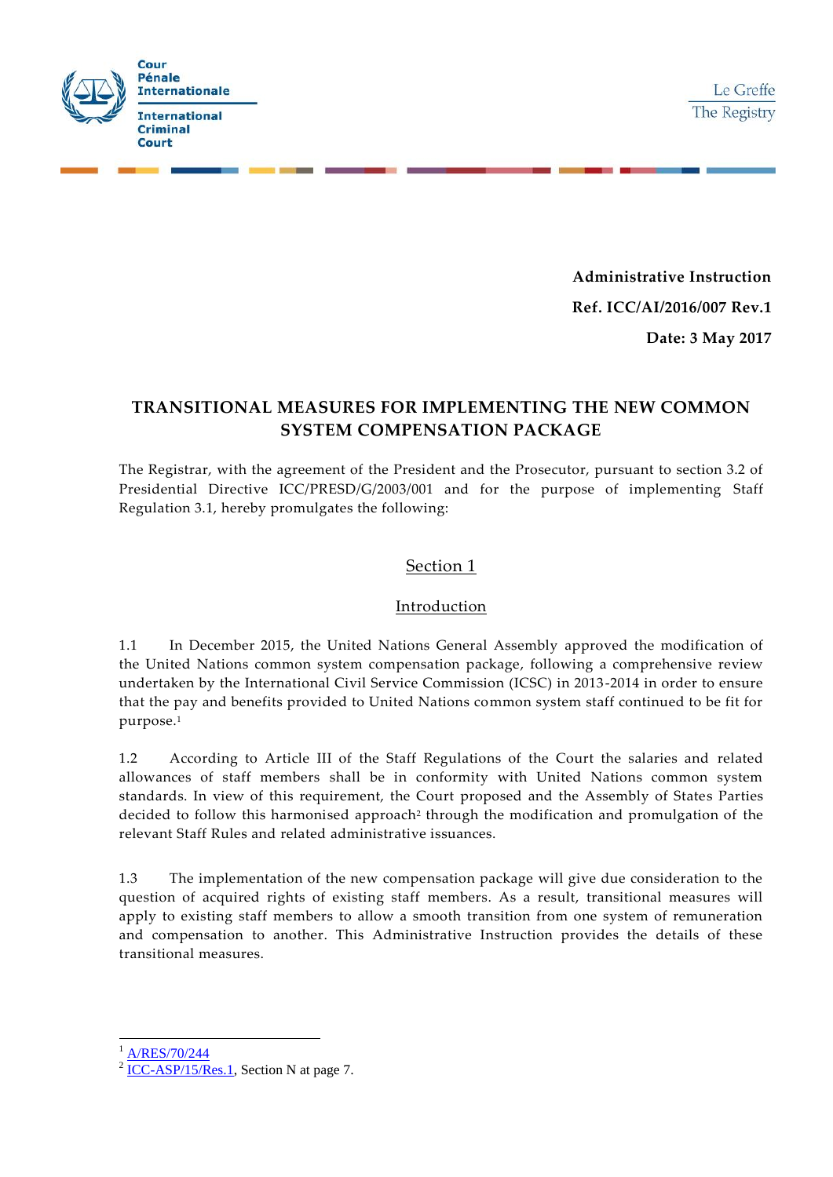Cour Pénale Internationale

International Criminal Court

Le Greffe
The Registry

**Administrative Instruction**

**Ref. ICC/AI/2016/007 Rev.1**

**Date: 3 May 2017**

# TRANSITIONAL MEASURES FOR IMPLEMENTING THE NEW COMMON SYSTEM COMPENSATION PACKAGE

The Registrar, with the agreement of the President and the Prosecutor, pursuant to section 3.2 of Presidential Directive ICC/PRESD/G/2003/001 and for the purpose of implementing Staff Regulation 3.1, hereby promulgates the following:

## Section 1

### Introduction

1.1 In December 2015, the United Nations General Assembly approved the modification of the United Nations common system compensation package, following a comprehensive review undertaken by the International Civil Service Commission (ICSC) in 2013-2014 in order to ensure that the pay and benefits provided to United Nations common system staff continued to be fit for purpose.[1]

1.2 According to Article III of the Staff Regulations of the Court the salaries and related allowances of staff members shall be in conformity with United Nations common system standards. In view of this requirement, the Court proposed and the Assembly of States Parties decided to follow this harmonised approach[2] through the modification and promulgation of the relevant Staff Rules and related administrative issuances.

1.3 The implementation of the new compensation package will give due consideration to the question of acquired rights of existing staff members. As a result, transitional measures will apply to existing staff members to allow a smooth transition from one system of remuneration and compensation to another. This Administrative Instruction provides the details of these transitional measures.

---

[1] A/RES/70/244

[2] ICC-ASP/15/Res.1, Section N at page 7.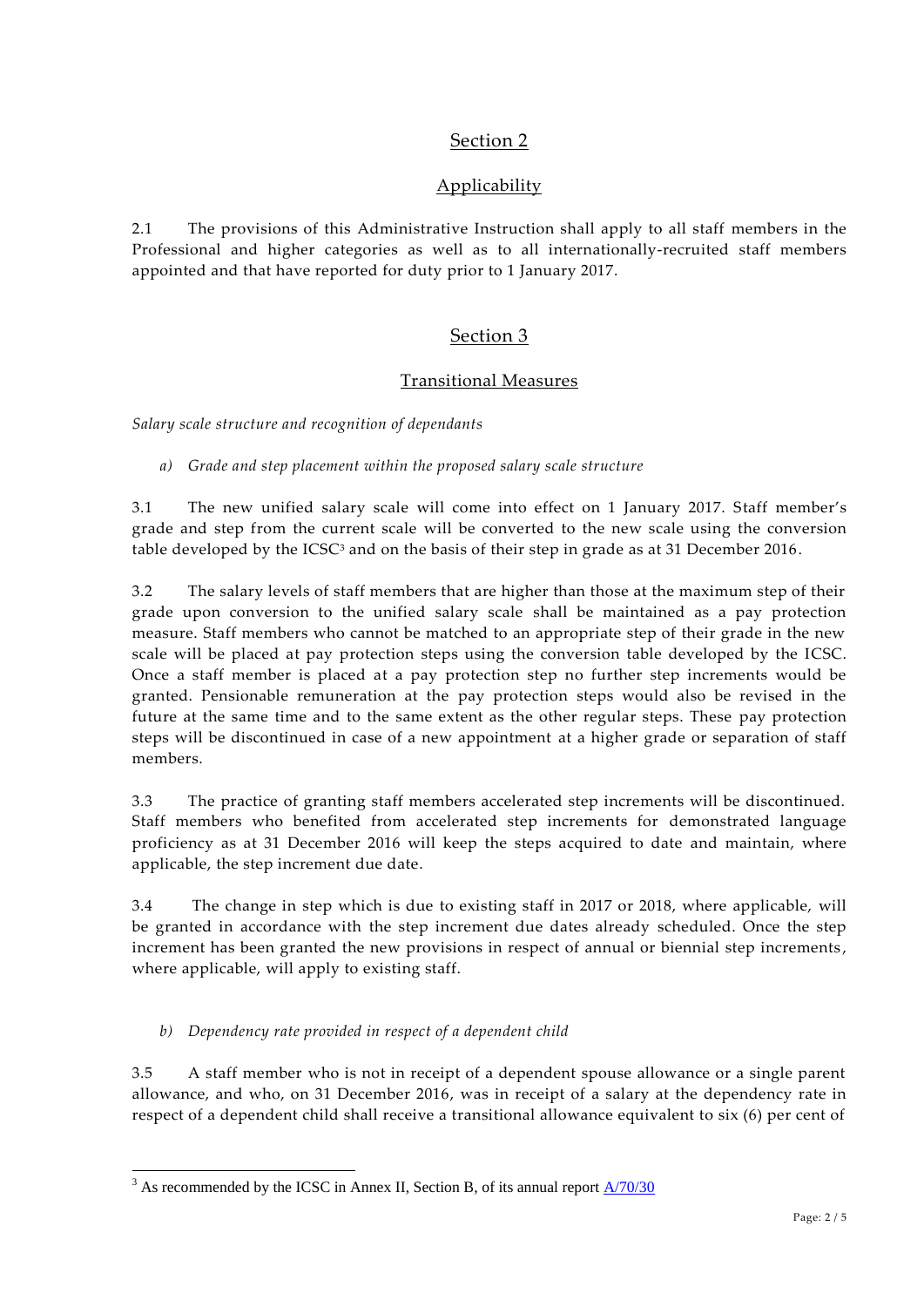## Section 2

## Applicability

2.1 The provisions of this Administrative Instruction shall apply to all staff members in the Professional and higher categories as well as to all internationally-recruited staff members appointed and that have reported for duty prior to 1 January 2017.

## Section 3

## Transitional Measures

*Salary scale structure and recognition of dependants*

*a) Grade and step placement within the proposed salary scale structure*

3.1 The new unified salary scale will come into effect on 1 January 2017. Staff member's grade and step from the current scale will be converted to the new scale using the conversion table developed by the ICSC[3] and on the basis of their step in grade as at 31 December 2016.

3.2 The salary levels of staff members that are higher than those at the maximum step of their grade upon conversion to the unified salary scale shall be maintained as a pay protection measure. Staff members who cannot be matched to an appropriate step of their grade in the new scale will be placed at pay protection steps using the conversion table developed by the ICSC. Once a staff member is placed at a pay protection step no further step increments would be granted. Pensionable remuneration at the pay protection steps would also be revised in the future at the same time and to the same extent as the other regular steps. These pay protection steps will be discontinued in case of a new appointment at a higher grade or separation of staff members.

3.3 The practice of granting staff members accelerated step increments will be discontinued. Staff members who benefited from accelerated step increments for demonstrated language proficiency as at 31 December 2016 will keep the steps acquired to date and maintain, where applicable, the step increment due date.

3.4 The change in step which is due to existing staff in 2017 or 2018, where applicable, will be granted in accordance with the step increment due dates already scheduled. Once the step increment has been granted the new provisions in respect of annual or biennial step increments, where applicable, will apply to existing staff.

*b) Dependency rate provided in respect of a dependent child*

3.5 A staff member who is not in receipt of a dependent spouse allowance or a single parent allowance, and who, on 31 December 2016, was in receipt of a salary at the dependency rate in respect of a dependent child shall receive a transitional allowance equivalent to six (6) per cent of

---

[3] As recommended by the ICSC in Annex II, Section B, of its annual report A/70/30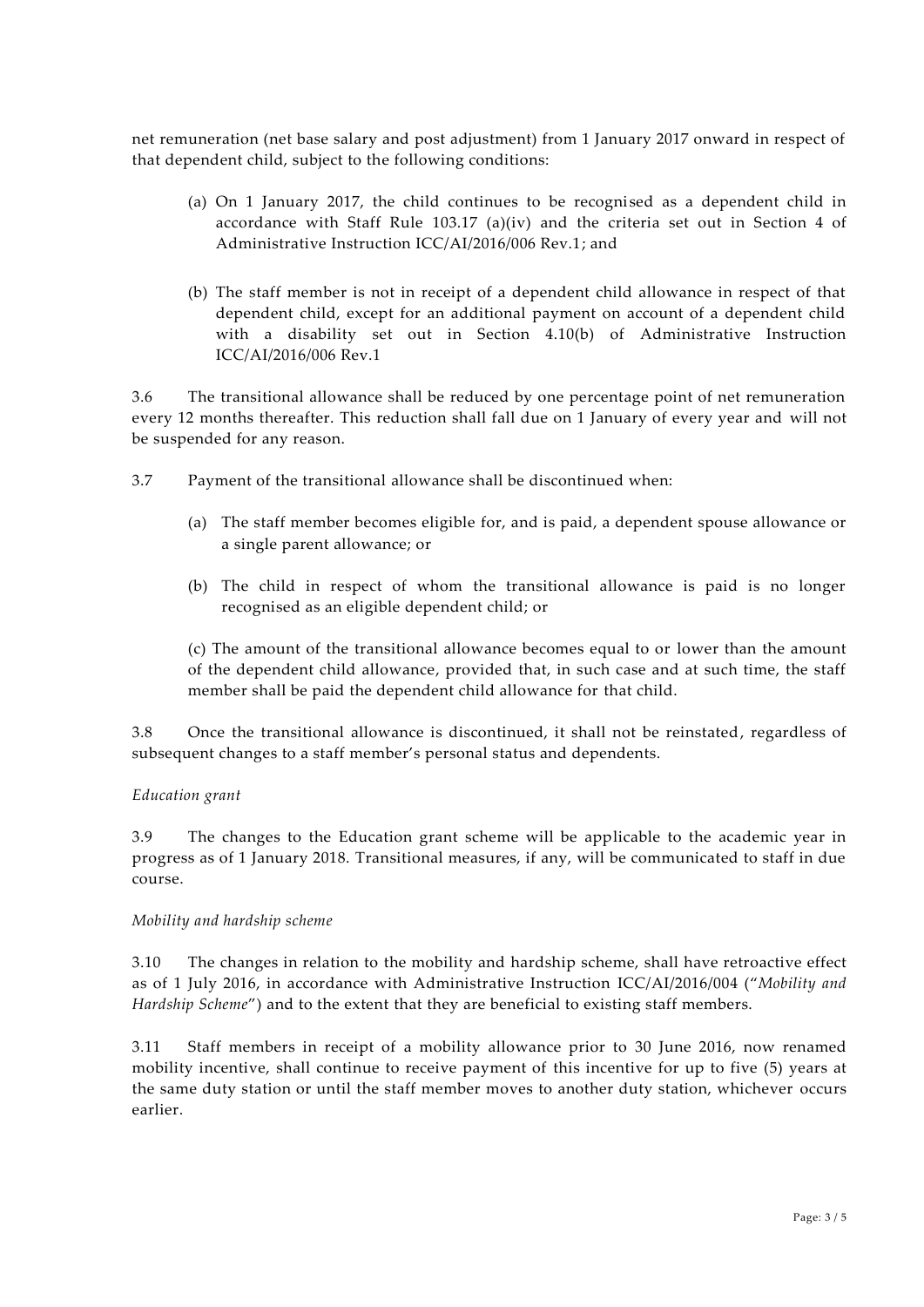net remuneration (net base salary and post adjustment) from 1 January 2017 onward in respect of that dependent child, subject to the following conditions:

(a) On 1 January 2017, the child continues to be recognised as a dependent child in accordance with Staff Rule 103.17 (a)(iv) and the criteria set out in Section 4 of Administrative Instruction ICC/AI/2016/006 Rev.1; and

(b) The staff member is not in receipt of a dependent child allowance in respect of that dependent child, except for an additional payment on account of a dependent child with a disability set out in Section 4.10(b) of Administrative Instruction ICC/AI/2016/006 Rev.1

3.6 The transitional allowance shall be reduced by one percentage point of net remuneration every 12 months thereafter. This reduction shall fall due on 1 January of every year and will not be suspended for any reason.

3.7 Payment of the transitional allowance shall be discontinued when:

(a) The staff member becomes eligible for, and is paid, a dependent spouse allowance or a single parent allowance; or

(b) The child in respect of whom the transitional allowance is paid is no longer recognised as an eligible dependent child; or

(c) The amount of the transitional allowance becomes equal to or lower than the amount of the dependent child allowance, provided that, in such case and at such time, the staff member shall be paid the dependent child allowance for that child.

3.8 Once the transitional allowance is discontinued, it shall not be reinstated, regardless of subsequent changes to a staff member's personal status and dependents.

*Education grant*

3.9 The changes to the Education grant scheme will be applicable to the academic year in progress as of 1 January 2018. Transitional measures, if any, will be communicated to staff in due course.

*Mobility and hardship scheme*

3.10 The changes in relation to the mobility and hardship scheme, shall have retroactive effect as of 1 July 2016, in accordance with Administrative Instruction ICC/AI/2016/004 ("*Mobility and Hardship Scheme*") and to the extent that they are beneficial to existing staff members.

3.11 Staff members in receipt of a mobility allowance prior to 30 June 2016, now renamed mobility incentive, shall continue to receive payment of this incentive for up to five (5) years at the same duty station or until the staff member moves to another duty station, whichever occurs earlier.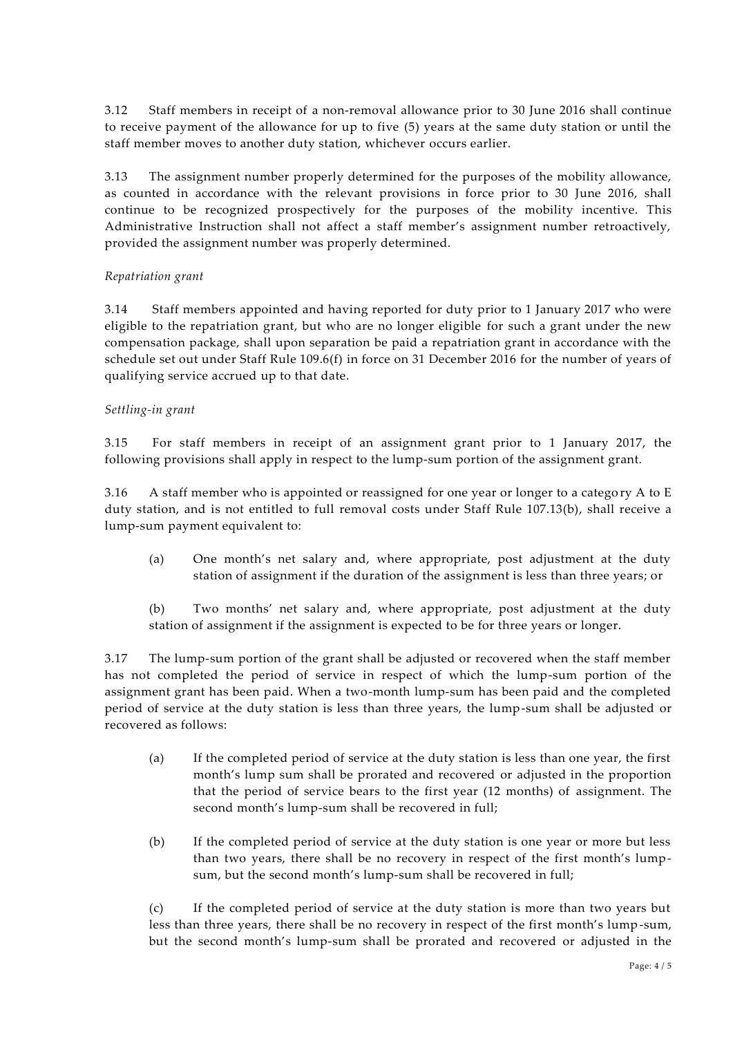3.12 Staff members in receipt of a non-removal allowance prior to 30 June 2016 shall continue to receive payment of the allowance for up to five (5) years at the same duty station or until the staff member moves to another duty station, whichever occurs earlier.

3.13 The assignment number properly determined for the purposes of the mobility allowance, as counted in accordance with the relevant provisions in force prior to 30 June 2016, shall continue to be recognized prospectively for the purposes of the mobility incentive. This Administrative Instruction shall not affect a staff member's assignment number retroactively, provided the assignment number was properly determined.

*Repatriation grant*

3.14 Staff members appointed and having reported for duty prior to 1 January 2017 who were eligible to the repatriation grant, but who are no longer eligible for such a grant under the new compensation package, shall upon separation be paid a repatriation grant in accordance with the schedule set out under Staff Rule 109.6(f) in force on 31 December 2016 for the number of years of qualifying service accrued up to that date.

*Settling-in grant*

3.15 For staff members in receipt of an assignment grant prior to 1 January 2017, the following provisions shall apply in respect to the lump-sum portion of the assignment grant.

3.16 A staff member who is appointed or reassigned for one year or longer to a category A to E duty station, and is not entitled to full removal costs under Staff Rule 107.13(b), shall receive a lump-sum payment equivalent to:

(a) One month's net salary and, where appropriate, post adjustment at the duty station of assignment if the duration of the assignment is less than three years; or

(b) Two months' net salary and, where appropriate, post adjustment at the duty station of assignment if the assignment is expected to be for three years or longer.

3.17 The lump-sum portion of the grant shall be adjusted or recovered when the staff member has not completed the period of service in respect of which the lump-sum portion of the assignment grant has been paid. When a two-month lump-sum has been paid and the completed period of service at the duty station is less than three years, the lump-sum shall be adjusted or recovered as follows:

(a) If the completed period of service at the duty station is less than one year, the first month's lump sum shall be prorated and recovered or adjusted in the proportion that the period of service bears to the first year (12 months) of assignment. The second month's lump-sum shall be recovered in full;

(b) If the completed period of service at the duty station is one year or more but less than two years, there shall be no recovery in respect of the first month's lump-sum, but the second month's lump-sum shall be recovered in full;

(c) If the completed period of service at the duty station is more than two years but less than three years, there shall be no recovery in respect of the first month's lump-sum, but the second month's lump-sum shall be prorated and recovered or adjusted in the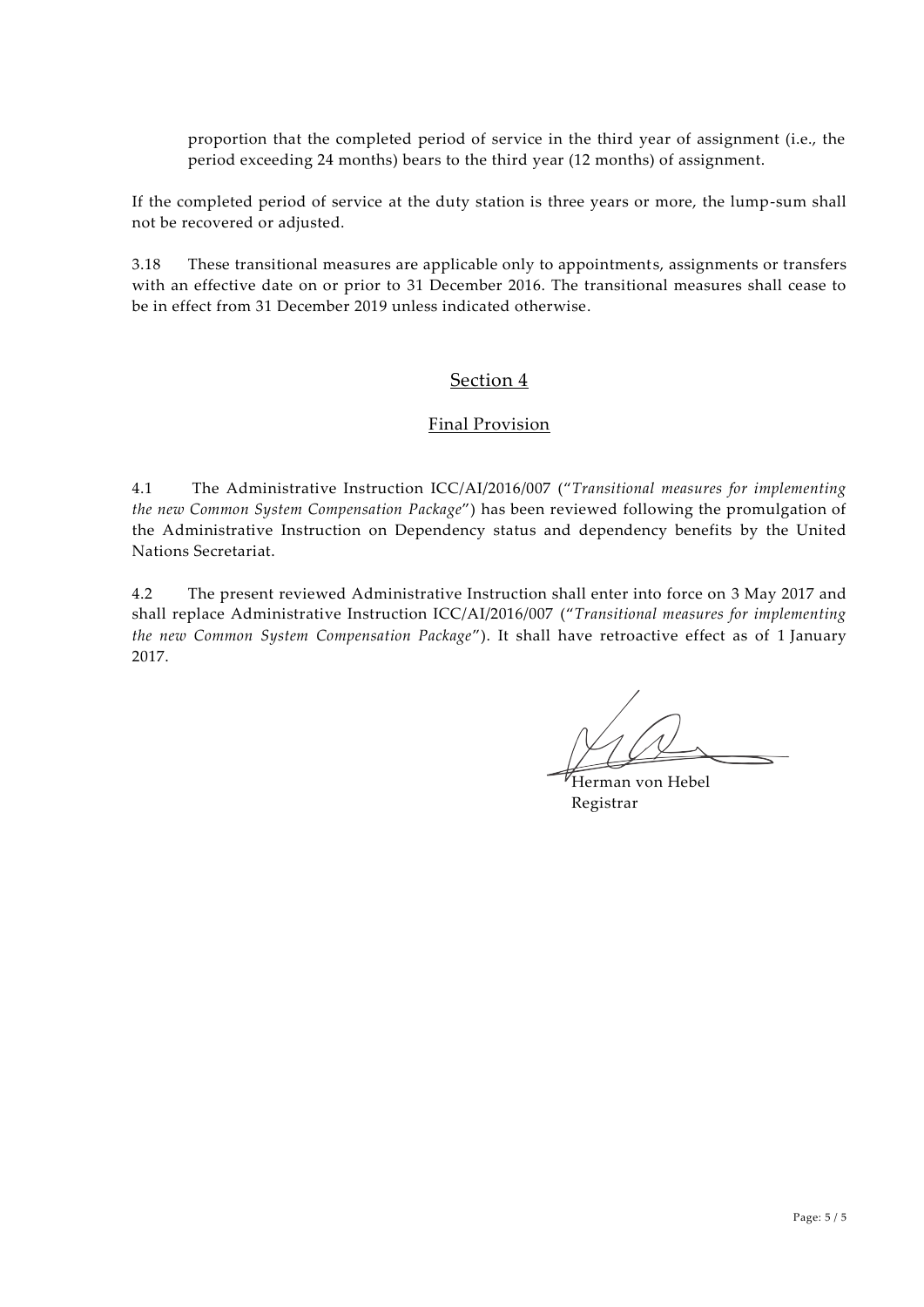proportion that the completed period of service in the third year of assignment (i.e., the period exceeding 24 months) bears to the third year (12 months) of assignment.

If the completed period of service at the duty station is three years or more, the lump-sum shall not be recovered or adjusted.

3.18 These transitional measures are applicable only to appointments, assignments or transfers with an effective date on or prior to 31 December 2016. The transitional measures shall cease to be in effect from 31 December 2019 unless indicated otherwise.

## Section 4

## Final Provision

4.1 The Administrative Instruction ICC/AI/2016/007 ("*Transitional measures for implementing the new Common System Compensation Package*") has been reviewed following the promulgation of the Administrative Instruction on Dependency status and dependency benefits by the United Nations Secretariat.

4.2 The present reviewed Administrative Instruction shall enter into force on 3 May 2017 and shall replace Administrative Instruction ICC/AI/2016/007 ("*Transitional measures for implementing the new Common System Compensation Package*"). It shall have retroactive effect as of 1 January 2017.

Herman von Hebel
Registrar